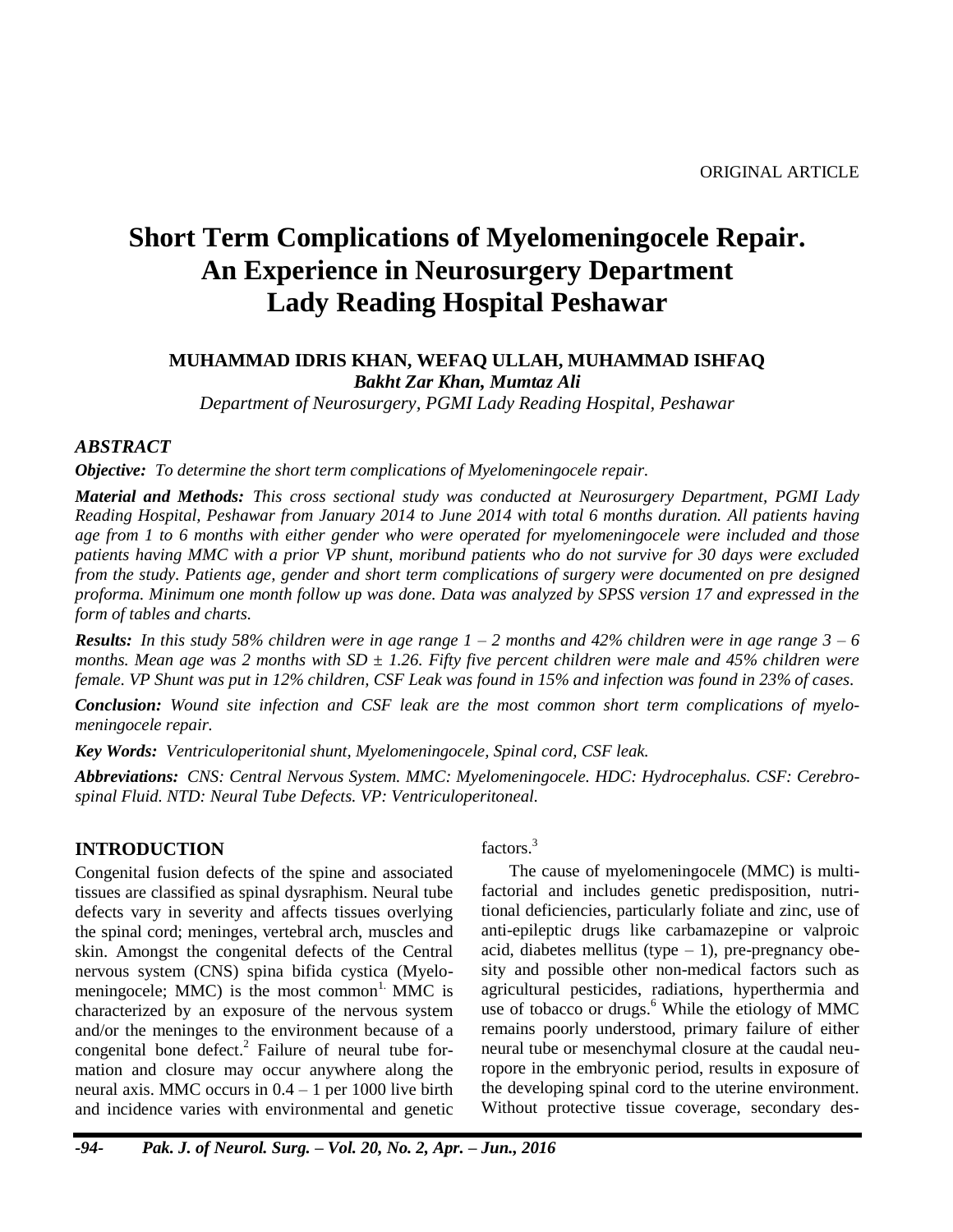ORIGINAL ARTICLE

# Short Term Complications of Myelomeningocele Repair. An Experience in Neurosurgery Department Lady Reading Hospital Peshawar

**MUHAMMAD IDRIS KHAN, WEFAQ ULLAH, MUHAMMAD ISHFAQ**
***Bakht Zar Khan, Mumtaz Ali***
*Department of Neurosurgery, PGMI Lady Reading Hospital, Peshawar*

## *ABSTRACT*

***Objective:*** *To determine the short term complications of Myelomeningocele repair.*

***Material and Methods:*** *This cross sectional study was conducted at Neurosurgery Department, PGMI Lady Reading Hospital, Peshawar from January 2014 to June 2014 with total 6 months duration. All patients having age from 1 to 6 months with either gender who were operated for myelomeningocele were included and those patients having MMC with a prior VP shunt, moribund patients who do not survive for 30 days were excluded from the study. Patients age, gender and short term complications of surgery were documented on pre designed proforma. Minimum one month follow up was done. Data was analyzed by SPSS version 17 and expressed in the form of tables and charts.*

***Results:*** *In this study 58% children were in age range 1 – 2 months and 42% children were in age range 3 – 6 months. Mean age was 2 months with SD ± 1.26. Fifty five percent children were male and 45% children were female. VP Shunt was put in 12% children, CSF Leak was found in 15% and infection was found in 23% of cases.*

***Conclusion:*** *Wound site infection and CSF leak are the most common short term complications of myelomeningocele repair.*

***Key Words:*** *Ventriculoperitonial shunt, Myelomeningocele, Spinal cord, CSF leak.*

***Abbreviations:*** *CNS: Central Nervous System. MMC: Myelomeningocele. HDC: Hydrocephalus. CSF: Cerebrospinal Fluid. NTD: Neural Tube Defects. VP: Ventriculoperitoneal.*

## INTRODUCTION

Congenital fusion defects of the spine and associated tissues are classified as spinal dysraphism. Neural tube defects vary in severity and affects tissues overlying the spinal cord; meninges, vertebral arch, muscles and skin. Amongst the congenital defects of the Central nervous system (CNS) spina bifida cystica (Myelomeningocele; MMC) is the most common[1]. MMC is characterized by an exposure of the nervous system and/or the meninges to the environment because of a congenital bone defect.[2] Failure of neural tube formation and closure may occur anywhere along the neural axis. MMC occurs in 0.4 – 1 per 1000 live birth and incidence varies with environmental and genetic factors.[3]

The cause of myelomeningocele (MMC) is multifactorial and includes genetic predisposition, nutritional deficiencies, particularly foliate and zinc, use of anti-epileptic drugs like carbamazepine or valproic acid, diabetes mellitus (type – 1), pre-pregnancy obesity and possible other non-medical factors such as agricultural pesticides, radiations, hyperthermia and use of tobacco or drugs.[6] While the etiology of MMC remains poorly understood, primary failure of either neural tube or mesenchymal closure at the caudal neuropore in the embryonic period, results in exposure of the developing spinal cord to the uterine environment. Without protective tissue coverage, secondary des-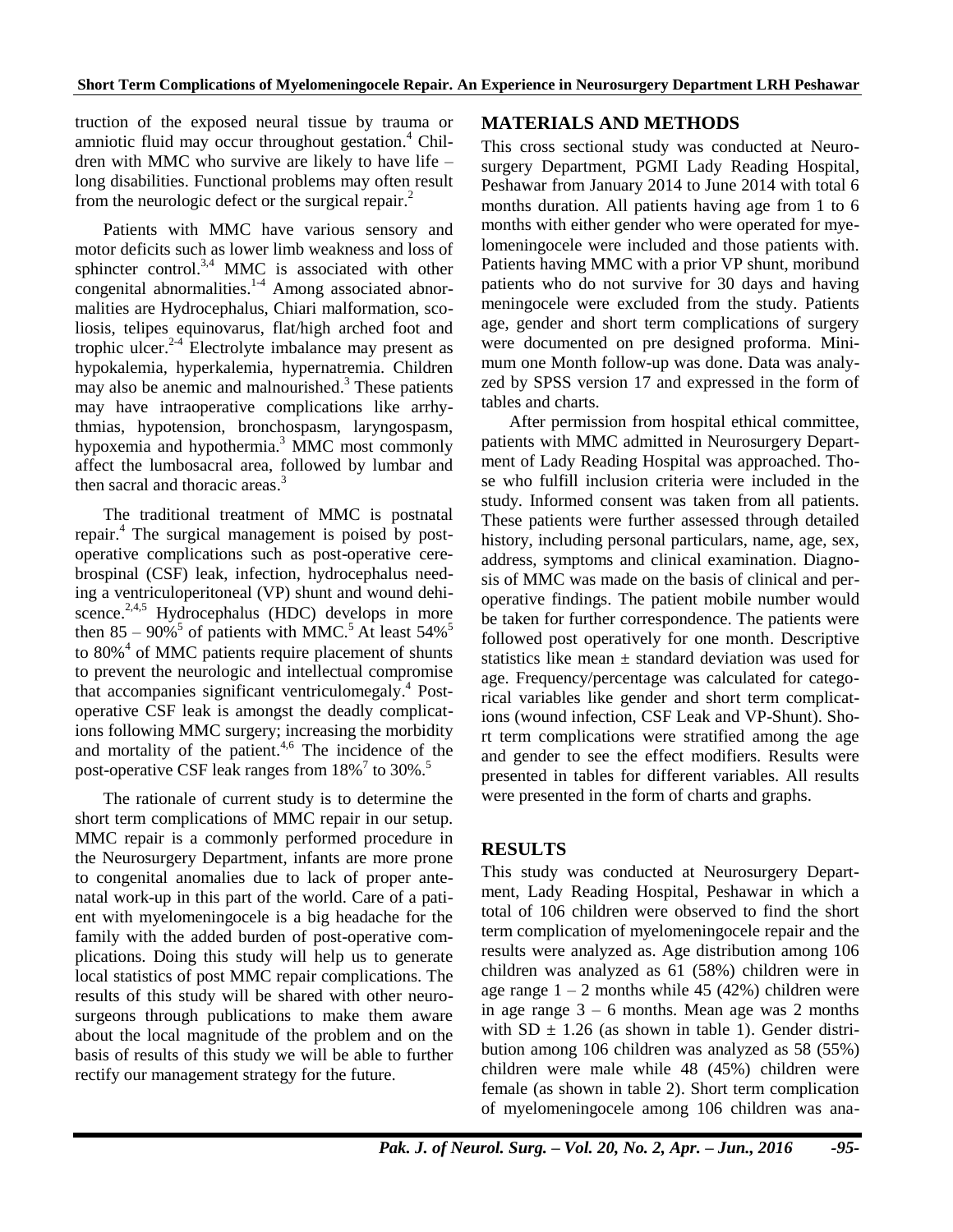truction of the exposed neural tissue by trauma or amniotic fluid may occur throughout gestation.[4] Children with MMC who survive are likely to have life – long disabilities. Functional problems may often result from the neurologic defect or the surgical repair.[2]

Patients with MMC have various sensory and motor deficits such as lower limb weakness and loss of sphincter control.[3,4] MMC is associated with other congenital abnormalities.[1-4] Among associated abnormalities are Hydrocephalus, Chiari malformation, scoliosis, telipes equinovarus, flat/high arched foot and trophic ulcer.[2-4] Electrolyte imbalance may present as hypokalemia, hyperkalemia, hypernatremia. Children may also be anemic and malnourished.[3] These patients may have intraoperative complications like arrhythmias, hypotension, bronchospasm, laryngospasm, hypoxemia and hypothermia.[3] MMC most commonly affect the lumbosacral area, followed by lumbar and then sacral and thoracic areas.[3]

The traditional treatment of MMC is postnatal repair.[4] The surgical management is poised by postoperative complications such as post-operative cerebrospinal (CSF) leak, infection, hydrocephalus needing a ventriculoperitoneal (VP) shunt and wound dehiscence.[2,4,5] Hydrocephalus (HDC) develops in more then 85 – 90%[5] of patients with MMC.[5] At least 54%[5] to 80%[4] of MMC patients require placement of shunts to prevent the neurologic and intellectual compromise that accompanies significant ventriculomegaly.[4] Postoperative CSF leak is amongst the deadly complications following MMC surgery; increasing the morbidity and mortality of the patient.[4,6] The incidence of the post-operative CSF leak ranges from 18%[7] to 30%.[5]

The rationale of current study is to determine the short term complications of MMC repair in our setup. MMC repair is a commonly performed procedure in the Neurosurgery Department, infants are more prone to congenital anomalies due to lack of proper antenatal work-up in this part of the world. Care of a patient with myelomeningocele is a big headache for the family with the added burden of post-operative complications. Doing this study will help us to generate local statistics of post MMC repair complications. The results of this study will be shared with other neurosurgeons through publications to make them aware about the local magnitude of the problem and on the basis of results of this study we will be able to further rectify our management strategy for the future.

## MATERIALS AND METHODS

This cross sectional study was conducted at Neurosurgery Department, PGMI Lady Reading Hospital, Peshawar from January 2014 to June 2014 with total 6 months duration. All patients having age from 1 to 6 months with either gender who were operated for myelomeningocele were included and those patients with. Patients having MMC with a prior VP shunt, moribund patients who do not survive for 30 days and having meningocele were excluded from the study. Patients age, gender and short term complications of surgery were documented on pre designed proforma. Minimum one Month follow-up was done. Data was analyzed by SPSS version 17 and expressed in the form of tables and charts.

After permission from hospital ethical committee, patients with MMC admitted in Neurosurgery Department of Lady Reading Hospital was approached. Those who fulfill inclusion criteria were included in the study. Informed consent was taken from all patients. These patients were further assessed through detailed history, including personal particulars, name, age, sex, address, symptoms and clinical examination. Diagnosis of MMC was made on the basis of clinical and peroperative findings. The patient mobile number would be taken for further correspondence. The patients were followed post operatively for one month. Descriptive statistics like mean ± standard deviation was used for age. Frequency/percentage was calculated for categorical variables like gender and short term complications (wound infection, CSF Leak and VP-Shunt). Short term complications were stratified among the age and gender to see the effect modifiers. Results were presented in tables for different variables. All results were presented in the form of charts and graphs.

## RESULTS

This study was conducted at Neurosurgery Department, Lady Reading Hospital, Peshawar in which a total of 106 children were observed to find the short term complication of myelomeningocele repair and the results were analyzed as. Age distribution among 106 children was analyzed as 61 (58%) children were in age range 1 – 2 months while 45 (42%) children were in age range 3 – 6 months. Mean age was 2 months with SD ± 1.26 (as shown in table 1). Gender distribution among 106 children was analyzed as 58 (55%) children were male while 48 (45%) children were female (as shown in table 2). Short term complication of myelomeningocele among 106 children was ana-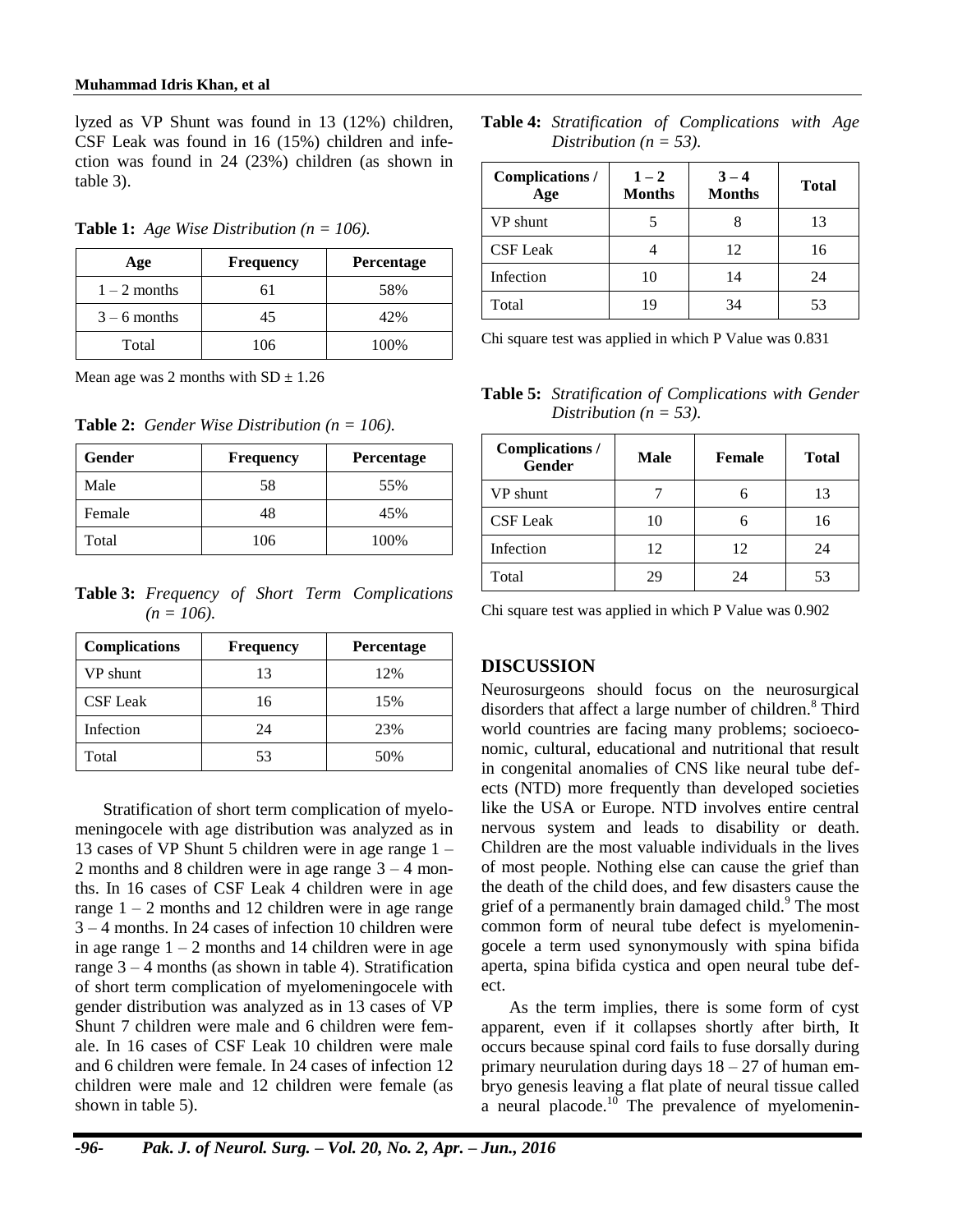lyzed as VP Shunt was found in 13 (12%) children, CSF Leak was found in 16 (15%) children and infection was found in 24 (23%) children (as shown in table 3).

**Table 1:** *Age Wise Distribution (n = 106).*

| Age | Frequency | Percentage |
|---|---|---|
| 1 – 2 months | 61 | 58% |
| 3 – 6 months | 45 | 42% |
| Total | 106 | 100% |

Mean age was 2 months with SD ± 1.26

**Table 2:** *Gender Wise Distribution (n = 106).*

| Gender | Frequency | Percentage |
|---|---|---|
| Male | 58 | 55% |
| Female | 48 | 45% |
| Total | 106 | 100% |

**Table 3:** *Frequency of Short Term Complications (n = 106).*

| Complications | Frequency | Percentage |
|---|---|---|
| VP shunt | 13 | 12% |
| CSF Leak | 16 | 15% |
| Infection | 24 | 23% |
| Total | 53 | 50% |

Stratification of short term complication of myelomeningocele with age distribution was analyzed as in 13 cases of VP Shunt 5 children were in age range 1 – 2 months and 8 children were in age range 3 – 4 months. In 16 cases of CSF Leak 4 children were in age range 1 – 2 months and 12 children were in age range 3 – 4 months. In 24 cases of infection 10 children were in age range 1 – 2 months and 14 children were in age range 3 – 4 months (as shown in table 4). Stratification of short term complication of myelomeningocele with gender distribution was analyzed as in 13 cases of VP Shunt 7 children were male and 6 children were female. In 16 cases of CSF Leak 10 children were male and 6 children were female. In 24 cases of infection 12 children were male and 12 children were female (as shown in table 5).

**Table 4:** *Stratification of Complications with Age Distribution (n = 53).*

| Complications / Age | 1 – 2 Months | 3 – 4 Months | Total |
|---|---|---|---|
| VP shunt | 5 | 8 | 13 |
| CSF Leak | 4 | 12 | 16 |
| Infection | 10 | 14 | 24 |
| Total | 19 | 34 | 53 |

Chi square test was applied in which P Value was 0.831

**Table 5:** *Stratification of Complications with Gender Distribution (n = 53).*

| Complications / Gender | Male | Female | Total |
|---|---|---|---|
| VP shunt | 7 | 6 | 13 |
| CSF Leak | 10 | 6 | 16 |
| Infection | 12 | 12 | 24 |
| Total | 29 | 24 | 53 |

Chi square test was applied in which P Value was 0.902

## DISCUSSION

Neurosurgeons should focus on the neurosurgical disorders that affect a large number of children.[8] Third world countries are facing many problems; socioeconomic, cultural, educational and nutritional that result in congenital anomalies of CNS like neural tube defects (NTD) more frequently than developed societies like the USA or Europe. NTD involves entire central nervous system and leads to disability or death. Children are the most valuable individuals in the lives of most people. Nothing else can cause the grief than the death of the child does, and few disasters cause the grief of a permanently brain damaged child.[9] The most common form of neural tube defect is myelomeningocele a term used synonymously with spina bifida aperta, spina bifida cystica and open neural tube defect.

As the term implies, there is some form of cyst apparent, even if it collapses shortly after birth, It occurs because spinal cord fails to fuse dorsally during primary neurulation during days 18 – 27 of human embryo genesis leaving a flat plate of neural tissue called a neural placode.[10] The prevalence of myelomenin-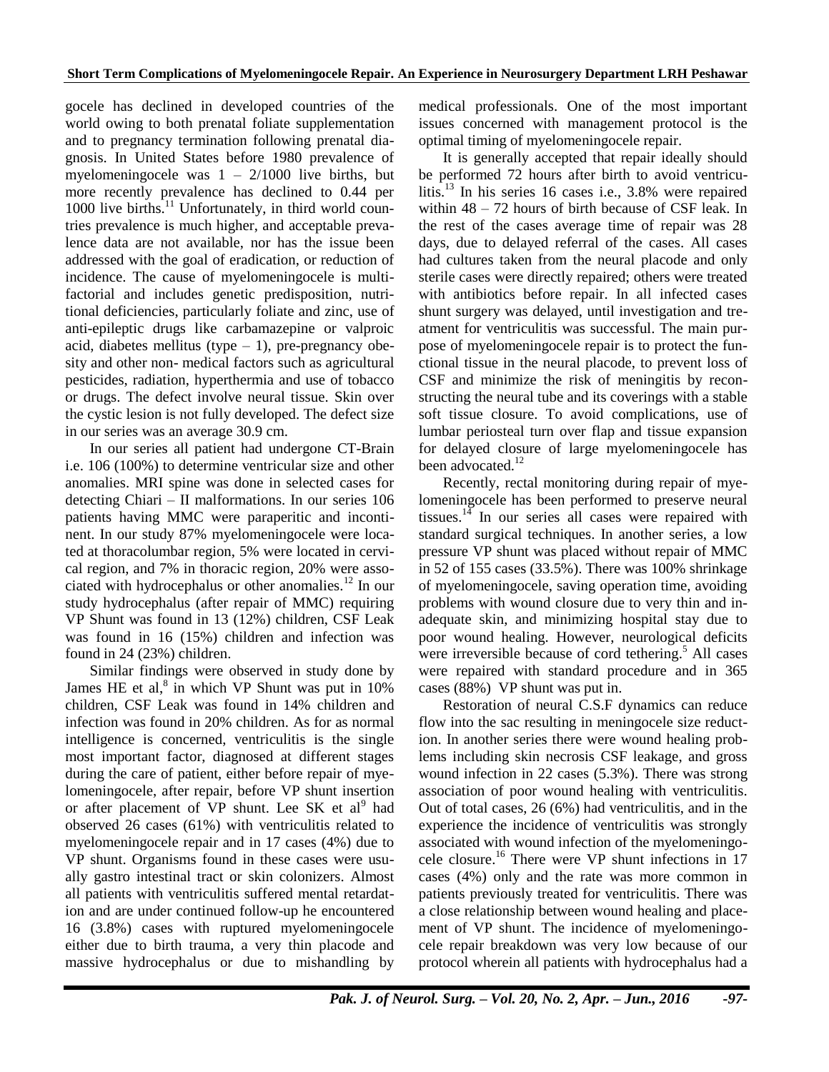gocele has declined in developed countries of the world owing to both prenatal foliate supplementation and to pregnancy termination following prenatal diagnosis. In United States before 1980 prevalence of myelomeningocele was 1 – 2/1000 live births, but more recently prevalence has declined to 0.44 per 1000 live births.[11] Unfortunately, in third world countries prevalence is much higher, and acceptable prevalence data are not available, nor has the issue been addressed with the goal of eradication, or reduction of incidence. The cause of myelomeningocele is multifactorial and includes genetic predisposition, nutritional deficiencies, particularly foliate and zinc, use of anti-epileptic drugs like carbamazepine or valproic acid, diabetes mellitus (type – 1), pre-pregnancy obesity and other non- medical factors such as agricultural pesticides, radiation, hyperthermia and use of tobacco or drugs. The defect involve neural tissue. Skin over the cystic lesion is not fully developed. The defect size in our series was an average 30.9 cm.

In our series all patient had undergone CT-Brain i.e. 106 (100%) to determine ventricular size and other anomalies. MRI spine was done in selected cases for detecting Chiari – II malformations. In our series 106 patients having MMC were paraperitic and incontinent. In our study 87% myelomeningocele were located at thoracolumbar region, 5% were located in cervical region, and 7% in thoracic region, 20% were associated with hydrocephalus or other anomalies.[12] In our study hydrocephalus (after repair of MMC) requiring VP Shunt was found in 13 (12%) children, CSF Leak was found in 16 (15%) children and infection was found in 24 (23%) children.

Similar findings were observed in study done by James HE et al,[8] in which VP Shunt was put in 10% children, CSF Leak was found in 14% children and infection was found in 20% children. As for as normal intelligence is concerned, ventriculitis is the single most important factor, diagnosed at different stages during the care of patient, either before repair of myelomeningocele, after repair, before VP shunt insertion or after placement of VP shunt. Lee SK et al[9] had observed 26 cases (61%) with ventriculitis related to myelomeningocele repair and in 17 cases (4%) due to VP shunt. Organisms found in these cases were usually gastro intestinal tract or skin colonizers. Almost all patients with ventriculitis suffered mental retardation and are under continued follow-up he encountered 16 (3.8%) cases with ruptured myelomeningocele either due to birth trauma, a very thin placode and massive hydrocephalus or due to mishandling by medical professionals. One of the most important issues concerned with management protocol is the optimal timing of myelomeningocele repair.

It is generally accepted that repair ideally should be performed 72 hours after birth to avoid ventriculitis.[13] In his series 16 cases i.e., 3.8% were repaired within 48 – 72 hours of birth because of CSF leak. In the rest of the cases average time of repair was 28 days, due to delayed referral of the cases. All cases had cultures taken from the neural placode and only sterile cases were directly repaired; others were treated with antibiotics before repair. In all infected cases shunt surgery was delayed, until investigation and treatment for ventriculitis was successful. The main purpose of myelomeningocele repair is to protect the functional tissue in the neural placode, to prevent loss of CSF and minimize the risk of meningitis by reconstructing the neural tube and its coverings with a stable soft tissue closure. To avoid complications, use of lumbar periosteal turn over flap and tissue expansion for delayed closure of large myelomeningocele has been advocated.[12]

Recently, rectal monitoring during repair of myelomeningocele has been performed to preserve neural tissues.[14] In our series all cases were repaired with standard surgical techniques. In another series, a low pressure VP shunt was placed without repair of MMC in 52 of 155 cases (33.5%). There was 100% shrinkage of myelomeningocele, saving operation time, avoiding problems with wound closure due to very thin and inadequate skin, and minimizing hospital stay due to poor wound healing. However, neurological deficits were irreversible because of cord tethering.[5] All cases were repaired with standard procedure and in 365 cases (88%) VP shunt was put in.

Restoration of neural C.S.F dynamics can reduce flow into the sac resulting in meningocele size reduction. In another series there were wound healing problems including skin necrosis CSF leakage, and gross wound infection in 22 cases (5.3%). There was strong association of poor wound healing with ventriculitis. Out of total cases, 26 (6%) had ventriculitis, and in the experience the incidence of ventriculitis was strongly associated with wound infection of the myelomeningocele closure.[16] There were VP shunt infections in 17 cases (4%) only and the rate was more common in patients previously treated for ventriculitis. There was a close relationship between wound healing and placement of VP shunt. The incidence of myelomeningocele repair breakdown was very low because of our protocol wherein all patients with hydrocephalus had a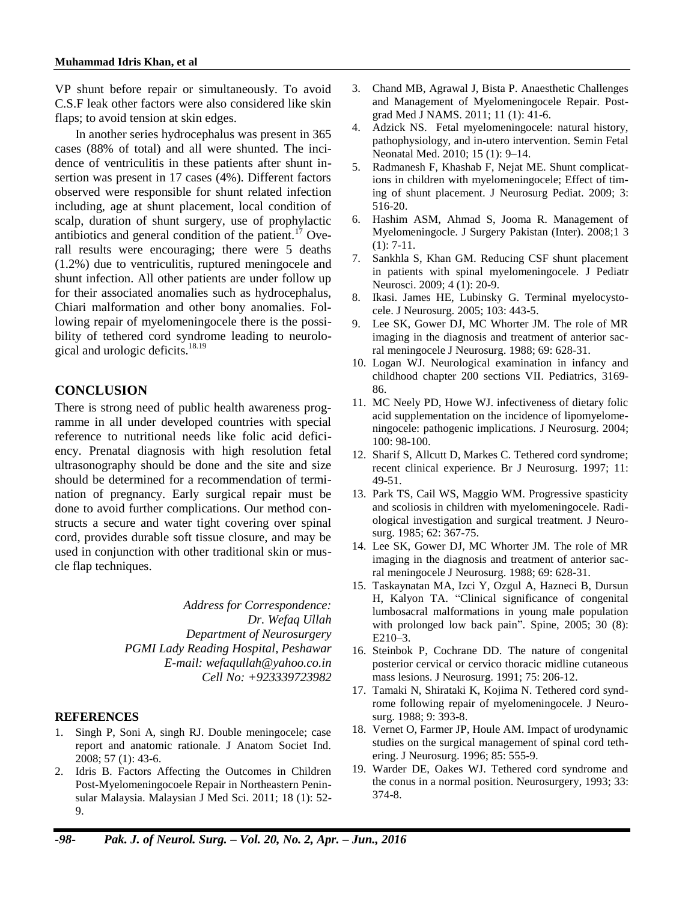VP shunt before repair or simultaneously. To avoid C.S.F leak other factors were also considered like skin flaps; to avoid tension at skin edges.

In another series hydrocephalus was present in 365 cases (88% of total) and all were shunted. The incidence of ventriculitis in these patients after shunt insertion was present in 17 cases (4%). Different factors observed were responsible for shunt related infection including, age at shunt placement, local condition of scalp, duration of shunt surgery, use of prophylactic antibiotics and general condition of the patient.[17] Overall results were encouraging; there were 5 deaths (1.2%) due to ventriculitis, ruptured meningocele and shunt infection. All other patients are under follow up for their associated anomalies such as hydrocephalus, Chiari malformation and other bony anomalies. Following repair of myelomeningocele there is the possibility of tethered cord syndrome leading to neurological and urologic deficits.[18,19]

## CONCLUSION

There is strong need of public health awareness programme in all under developed countries with special reference to nutritional needs like folic acid deficiency. Prenatal diagnosis with high resolution fetal ultrasonography should be done and the site and size should be determined for a recommendation of termination of pregnancy. Early surgical repair must be done to avoid further complications. Our method constructs a secure and water tight covering over spinal cord, provides durable soft tissue closure, and may be used in conjunction with other traditional skin or muscle flap techniques.

*Address for Correspondence:*
*Dr. Wefaq Ullah*
*Department of Neurosurgery*
*PGMI Lady Reading Hospital, Peshawar*
*E-mail: wefaqullah@yahoo.co.in*
*Cell No: +923339723982*

### REFERENCES

1. Singh P, Soni A, singh RJ. Double meningocele; case report and anatomic rationale. J Anatom Societ Ind. 2008; 57 (1): 43-6.
2. Idris B. Factors Affecting the Outcomes in Children Post-Myelomeningocoele Repair in Northeastern Peninsular Malaysia. Malaysian J Med Sci. 2011; 18 (1): 52-9.
3. Chand MB, Agrawal J, Bista P. Anaesthetic Challenges and Management of Myelomeningocele Repair. Postgrad Med J NAMS. 2011; 11 (1): 41-6.
4. Adzick NS. Fetal myelomeningocele: natural history, pathophysiology, and in-utero intervention. Semin Fetal Neonatal Med. 2010; 15 (1): 9–14.
5. Radmanesh F, Khashab F, Nejat ME. Shunt complications in children with myelomeningocele; Effect of timing of shunt placement. J Neurosurg Pediat. 2009; 3: 516-20.
6. Hashim ASM, Ahmad S, Jooma R. Management of Myelomeningocle. J Surgery Pakistan (Inter). 2008;1 3 (1): 7-11.
7. Sankhla S, Khan GM. Reducing CSF shunt placement in patients with spinal myelomeningocele. J Pediatr Neurosci. 2009; 4 (1): 20-9.
8. Ikasi. James HE, Lubinsky G. Terminal myelocystocele. J Neurosurg. 2005; 103: 443-5.
9. Lee SK, Gower DJ, MC Whorter JM. The role of MR imaging in the diagnosis and treatment of anterior sacral meningocele J Neurosurg. 1988; 69: 628-31.
10. Logan WJ. Neurological examination in infancy and childhood chapter 200 sections VII. Pediatrics, 3169-86.
11. MC Neely PD, Howe WJ. infectiveness of dietary folic acid supplementation on the incidence of lipomyelomeningocele: pathogenic implications. J Neurosurg. 2004; 100: 98-100.
12. Sharif S, Allcutt D, Markes C. Tethered cord syndrome; recent clinical experience. Br J Neurosurg. 1997; 11: 49-51.
13. Park TS, Cail WS, Maggio WM. Progressive spasticity and scoliosis in children with myelomeningocele. Radiological investigation and surgical treatment. J Neurosurg. 1985; 62: 367-75.
14. Lee SK, Gower DJ, MC Whorter JM. The role of MR imaging in the diagnosis and treatment of anterior sacral meningocele J Neurosurg. 1988; 69: 628-31.
15. Taskaynatan MA, Izci Y, Ozgul A, Hazneci B, Dursun H, Kalyon TA. "Clinical significance of congenital lumbosacral malformations in young male population with prolonged low back pain". Spine, 2005; 30 (8): E210–3.
16. Steinbok P, Cochrane DD. The nature of congenital posterior cervical or cervico thoracic midline cutaneous mass lesions. J Neurosurg. 1991; 75: 206-12.
17. Tamaki N, Shirataki K, Kojima N. Tethered cord syndrome following repair of myelomeningocele. J Neurosurg. 1988; 9: 393-8.
18. Vernet O, Farmer JP, Houle AM. Impact of urodynamic studies on the surgical management of spinal cord tethering. J Neurosurg. 1996; 85: 555-9.
19. Warder DE, Oakes WJ. Tethered cord syndrome and the conus in a normal position. Neurosurgery, 1993; 33: 374-8.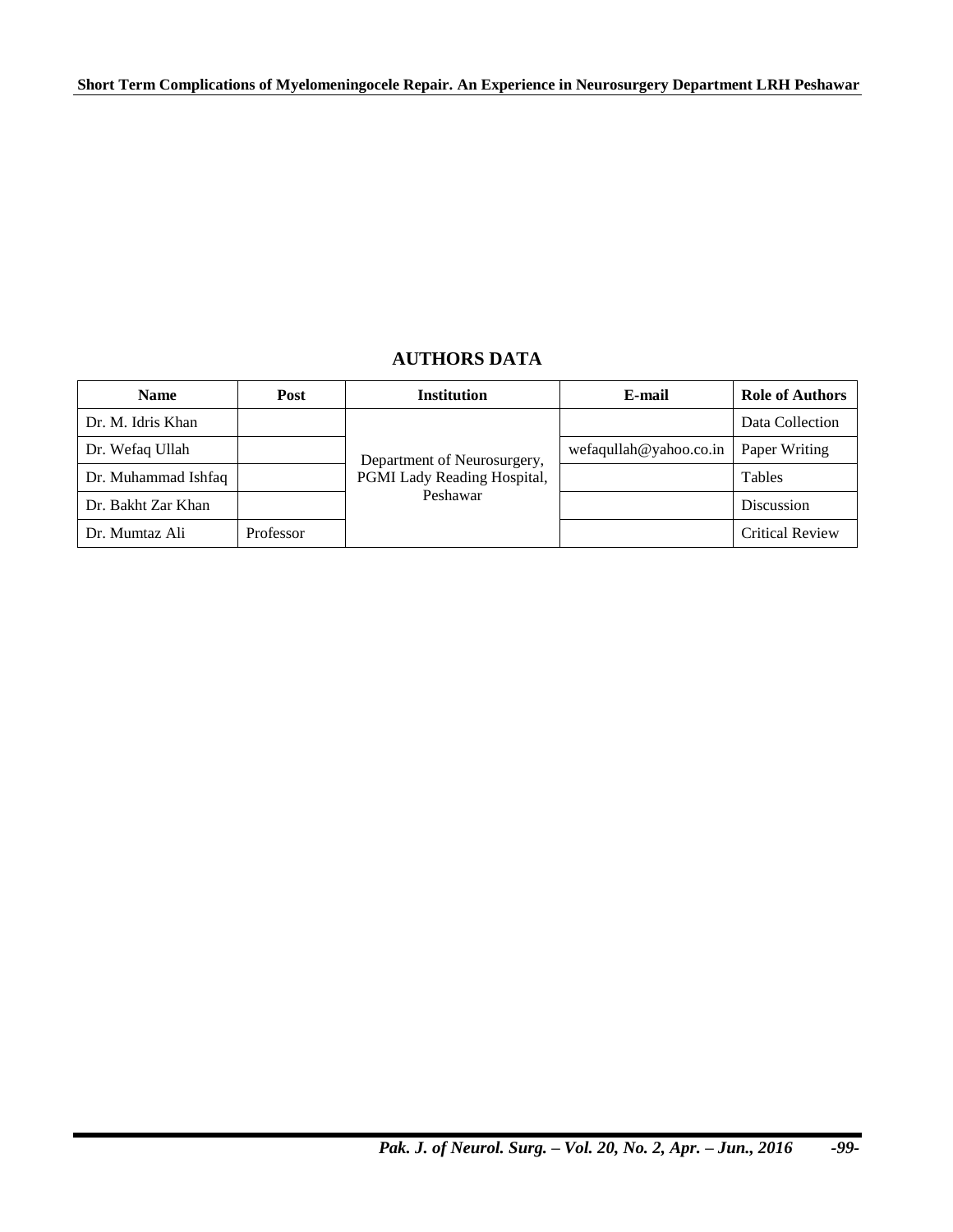## AUTHORS DATA

| Name | Post | Institution | E-mail | Role of Authors |
|---|---|---|---|---|
| Dr. M. Idris Khan | | Department of Neurosurgery, PGMI Lady Reading Hospital, Peshawar | | Data Collection |
| Dr. Wefaq Ullah | | | wefaqullah@yahoo.co.in | Paper Writing |
| Dr. Muhammad Ishfaq | | | | Tables |
| Dr. Bakht Zar Khan | | | | Discussion |
| Dr. Mumtaz Ali | Professor | | | Critical Review |